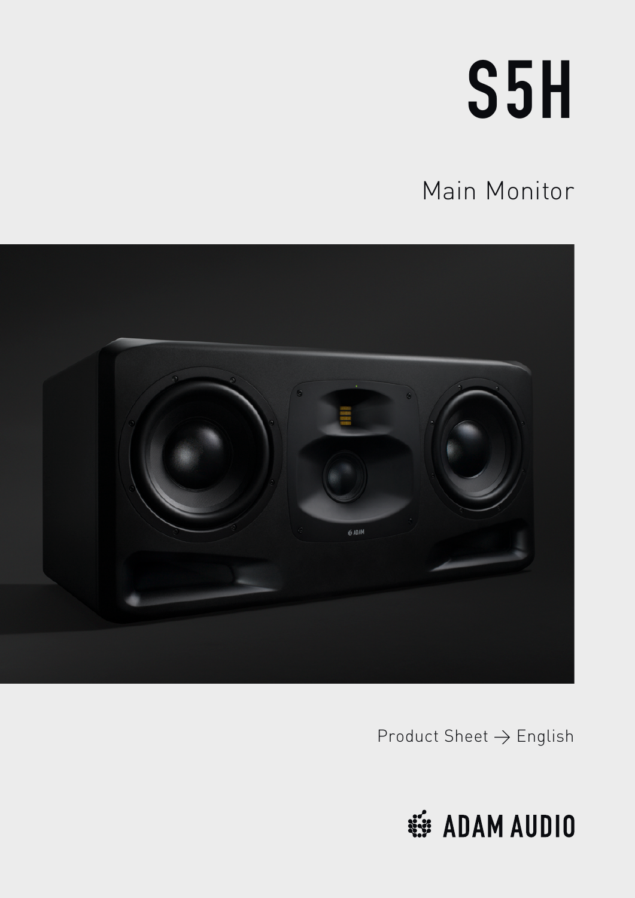# S5H

## Main Monitor

Product Sheet → English

ADAM AUDIO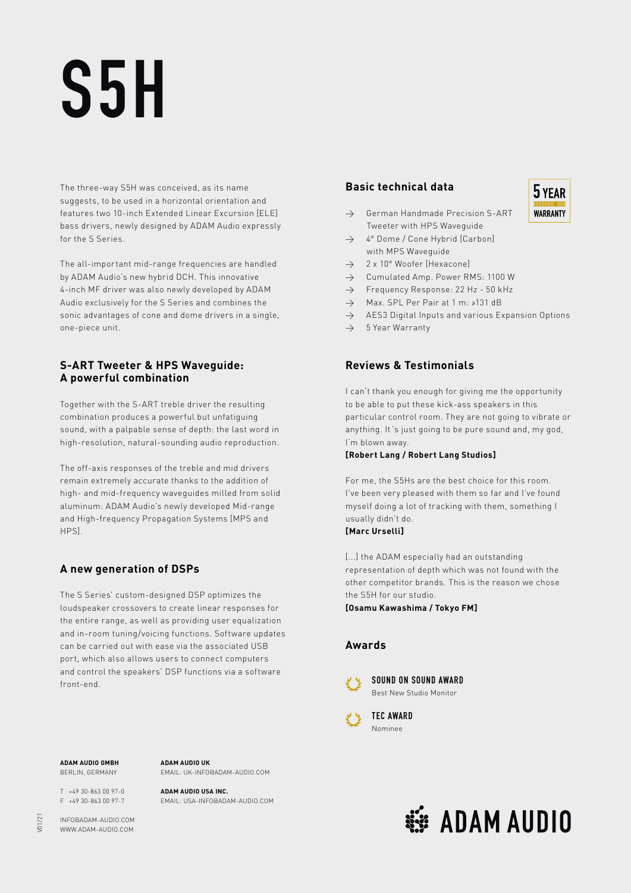# S5H

The three-way S5H was conceived, as its name suggests, to be used in a horizontal orientation and features two 10-inch Extended Linear Excursion [ELE] bass drivers, newly designed by ADAM Audio expressly for the S Series.

The all-important mid-range frequencies are handled by ADAM Audio's new hybrid DCH. This innovative 4-inch MF driver was also newly developed by ADAM Audio exclusively for the S Series and combines the sonic advantages of cone and dome drivers in a single, one-piece unit.

## S-ART Tweeter & HPS Waveguide: A powerful combination

Together with the S-ART treble driver the resulting combination produces a powerful but unfatiguing sound, with a palpable sense of depth: the last word in high-resolution, natural-sounding audio reproduction.

The off-axis responses of the treble and mid drivers remain extremely accurate thanks to the addition of high- and mid-frequency waveguides milled from solid aluminum: ADAM Audio's newly developed Mid-range and High-frequency Propagation Systems [MPS and HPS].

## A new generation of DSPs

The S Series' custom-designed DSP optimizes the loudspeaker crossovers to create linear responses for the entire range, as well as providing user equalization and in-room tuning/voicing functions. Software updates can be carried out with ease via the associated USB port, which also allows users to connect computers and control the speakers' DSP functions via a software front-end.

## Basic technical data

5 YEAR WARRANTY

- → German Handmade Precision S-ART Tweeter with HPS Waveguide
- → 4" Dome / Cone Hybrid [Carbon] with MPS Waveguide
- → 2 x 10" Woofer [Hexacone]
- → Cumulated Amp. Power RMS: 1100 W
- → Frequency Response: 22 Hz - 50 kHz
- → Max. SPL Per Pair at 1 m: ≥131 dB
- → AES3 Digital Inputs and various Expansion Options
- → 5 Year Warranty

## Reviews & Testimonials

I can't thank you enough for giving me the opportunity to be able to put these kick-ass speakers in this particular control room. They are not going to vibrate or anything. It´s just going to be pure sound and, my god, I'm blown away.
**[Robert Lang / Robert Lang Studios]**

For me, the S5Hs are the best choice for this room. I've been very pleased with them so far and I've found myself doing a lot of tracking with them, something I usually didn't do.
**[Marc Urselli]**

[...] the ADAM especially had an outstanding representation of depth which was not found with the other competitor brands. This is the reason we chose the S5H for our studio.
**[Osamu Kawashima / Tokyo FM]**

## Awards

**SOUND ON SOUND AWARD**
Best New Studio Monitor

**TEC AWARD**
Nominee

**ADAM AUDIO GMBH**
BERLIN, GERMANY

T +49 30-863 00 97-0
F +49 30-863 00 97-7

INFO@ADAM-AUDIO.COM
WWW.ADAM-AUDIO.COM

**ADAM AUDIO UK**
EMAIL: UK-INFO@ADAM-AUDIO.COM

**ADAM AUDIO USA INC.**
EMAIL: USA-INFO@ADAM-AUDIO.COM

V01/21

ADAM AUDIO